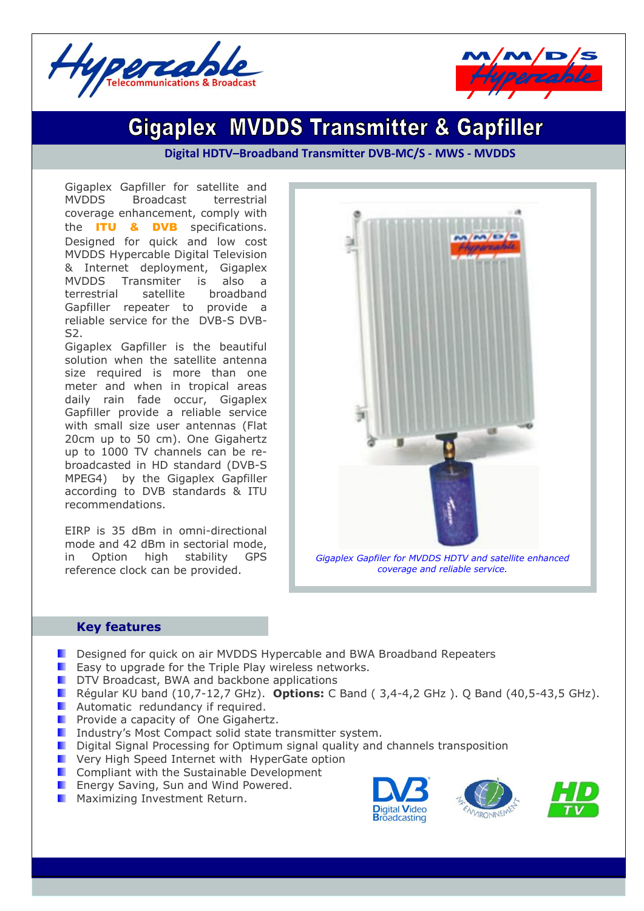# Gigaplex MVDDS Transmitter & Gapfiller

**Digital HDTV–Broadband Transmitter DVB-MC/S - MWS - MVDDS**

Gigaplex Gapfiller for satellite and MVDDS Broadcast terrestrial coverage enhancement, comply with the **ITU & DVB** specifications. Designed for quick and low cost MVDDS Hypercable Digital Television & Internet deployment, Gigaplex MVDDS Transmitter is also a terrestrial satellite broadband Gapfiller repeater to provide a reliable service for the DVB-S DVB-S2.

Gigaplex Gapfiller is the beautiful solution when the satellite antenna size required is more than one meter and when in tropical areas daily rain fade occur, Gigaplex Gapfiller provide a reliable service with small size user antennas (Flat 20cm up to 50 cm). One Gigahertz up to 1000 TV channels can be re-broadcasted in HD standard (DVB-S MPEG4) by the Gigaplex Gapfiller according to DVB standards & ITU recommendations.

EIRP is 35 dBm in omni-directional mode and 42 dBm in sectorial mode, in Option high stability GPS reference clock can be provided.

*Gigaplex Gapfiler for MVDDS HDTV and satellite enhanced coverage and reliable service.*

## Key features

- Designed for quick on air MVDDS Hypercable and BWA Broadband Repeaters
- Easy to upgrade for the Triple Play wireless networks.
- DTV Broadcast, BWA and backbone applications
- Régular KU band (10,7-12,7 GHz). **Options:** C Band ( 3,4-4,2 GHz ). Q Band (40,5-43,5 GHz).
- Automatic redundancy if required.
- Provide a capacity of One Gigahertz.
- Industry's Most Compact solid state transmitter system.
- Digital Signal Processing for Optimum signal quality and channels transposition
- Very High Speed Internet with HyperGate option
- Compliant with the Sustainable Development
- Energy Saving, Sun and Wind Powered.
- Maximizing Investment Return.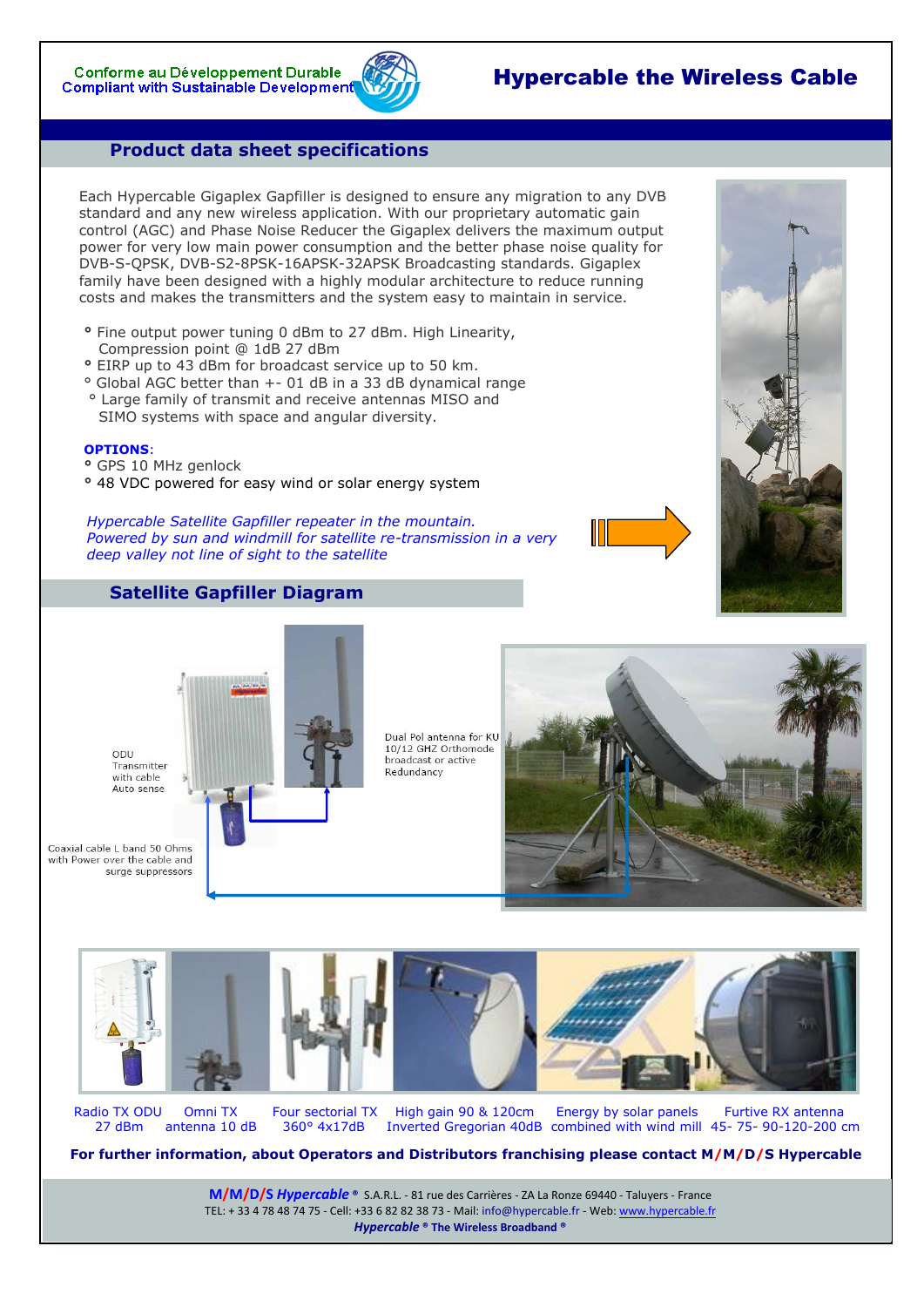Conforme au Développement Durable
Compliant with Sustainable Development

# Hypercable the Wireless Cable

## Product data sheet specifications

Each Hypercable Gigaplex Gapfiller is designed to ensure any migration to any DVB standard and any new wireless application. With our proprietary automatic gain control (AGC) and Phase Noise Reducer the Gigaplex delivers the maximum output power for very low main power consumption and the better phase noise quality for DVB-S-QPSK, DVB-S2-8PSK-16APSK-32APSK Broadcasting standards. Gigaplex family have been designed with a highly modular architecture to reduce running costs and makes the transmitters and the system easy to maintain in service.

- Fine output power tuning 0 dBm to 27 dBm. High Linearity, Compression point @ 1dB 27 dBm
- EIRP up to 43 dBm for broadcast service up to 50 km.
- Global AGC better than +- 01 dB in a 33 dB dynamical range
- Large family of transmit and receive antennas MISO and SIMO systems with space and angular diversity.

**OPTIONS**:

- GPS 10 MHz genlock
- 48 VDC powered for easy wind or solar energy system

*Hypercable Satellite Gapfiller repeater in the mountain. Powered by sun and windmill for satellite re-transmission in a very deep valley not line of sight to the satellite*

## Satellite Gapfiller Diagram

ODU Transmitter with cable Auto sense

Dual Pol antenna for KU 10/12 GHZ Orthomode broadcast or active Redundancy

Coaxial cable L band 50 Ohms with Power over the cable and surge suppressors

| Radio TX ODU 27 dBm | Omni TX antenna 10 dB | Four sectorial TX 360° 4x17dB | High gain 90 & 120cm Inverted Gregorian 40dB | Energy by solar panels combined with wind mill | Furtive RX antenna 45- 75- 90-120-200 cm |
|---|---|---|---|---|---|

**For further information, about Operators and Distributors franchising please contact M/M/D/S Hypercable**

**M/M/D/S *Hypercable*** ® S.A.R.L. - 81 rue des Carrières - ZA La Ronze 69440 - Taluyers - France
TEL: + 33 4 78 48 74 75 - Cell: +33 6 82 82 38 73 - Mail: info@hypercable.fr - Web: www.hypercable.fr
***Hypercable* ® The Wireless Broadband ®**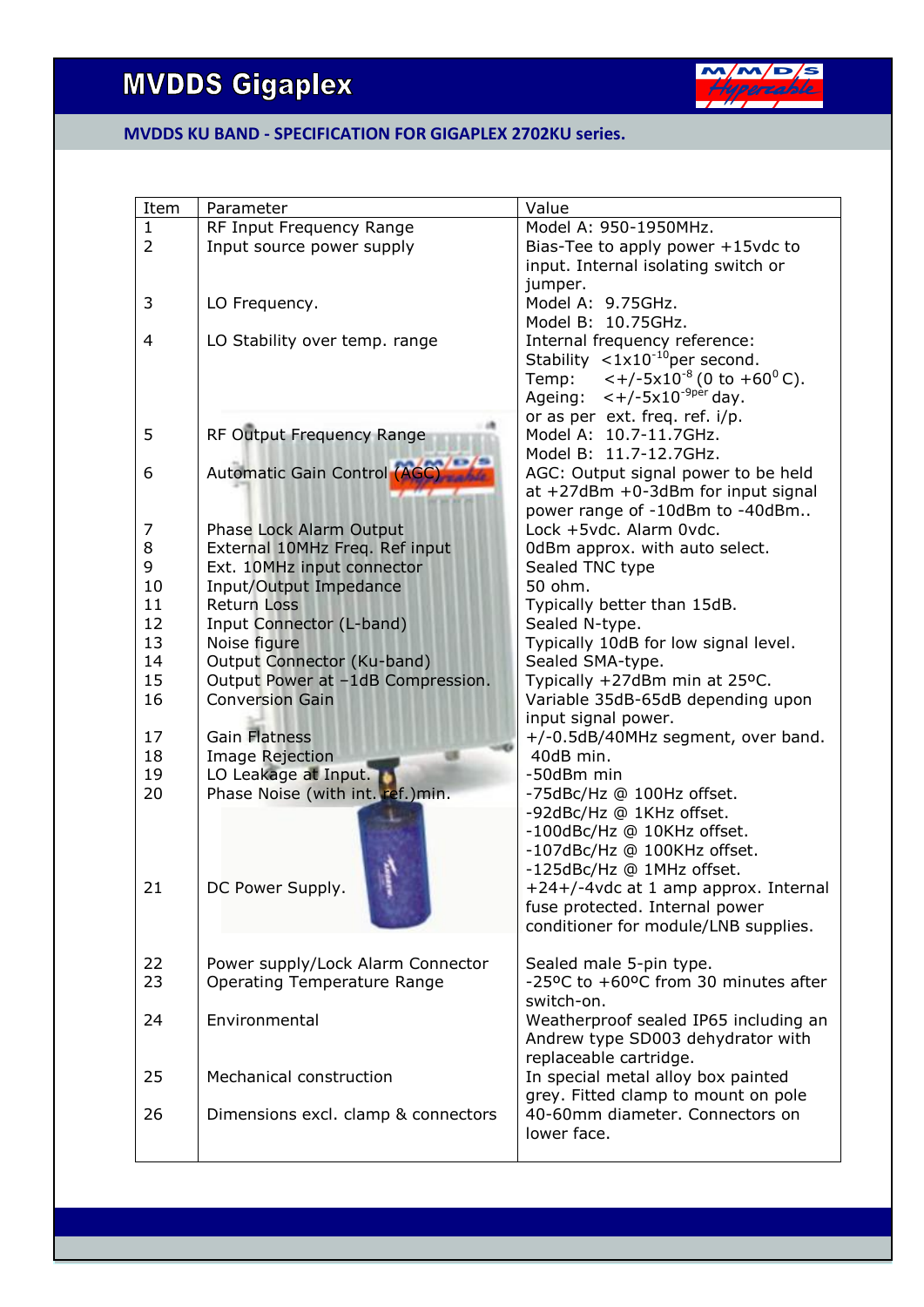# MVDDS Gigaplex

## MVDDS KU BAND - SPECIFICATION FOR GIGAPLEX 2702KU series.

| Item | Parameter | Value |
|---|---|---|
| 1 | RF Input Frequency Range | Model A: 950-1950MHz. |
| 2 | Input source power supply | Bias-Tee to apply power +15vdc to input. Internal isolating switch or jumper. |
| 3 | LO Frequency. | Model A: 9.75GHz.<br>Model B: 10.75GHz. |
| 4 | LO Stability over temp. range | Internal frequency reference:<br>Stability $<1x10^{-10}$ per second.<br>Temp: $<+/-5x10^{-8}$ (0 to $+60^{0}$ C).<br>Ageing: $<+/-5x10^{-9}$ per day.<br>or as per ext. freq. ref. i/p. |
| 5 | RF Output Frequency Range | Model A: 10.7-11.7GHz.<br>Model B: 11.7-12.7GHz. |
| 6 | Automatic Gain Control (AGC) | AGC: Output signal power to be held at +27dBm +0-3dBm for input signal power range of -10dBm to -40dBm.. |
| 7 | Phase Lock Alarm Output | Lock +5vdc. Alarm 0vdc. |
| 8 | External 10MHz Freq. Ref input | 0dBm approx. with auto select. |
| 9 | Ext. 10MHz input connector | Sealed TNC type |
| 10 | Input/Output Impedance | 50 ohm. |
| 11 | Return Loss | Typically better than 15dB. |
| 12 | Input Connector (L-band) | Sealed N-type. |
| 13 | Noise figure | Typically 10dB for low signal level. |
| 14 | Output Connector (Ku-band) | Sealed SMA-type. |
| 15 | Output Power at –1dB Compression. | Typically +27dBm min at 25ºC. |
| 16 | Conversion Gain | Variable 35dB-65dB depending upon input signal power. |
| 17 | Gain Flatness | +/-0.5dB/40MHz segment, over band. |
| 18 | Image Rejection | 40dB min. |
| 19 | LO Leakage at Input. | -50dBm min |
| 20 | Phase Noise (with int. ref.)min. | -75dBc/Hz @ 100Hz offset.<br>-92dBc/Hz @ 1KHz offset.<br>-100dBc/Hz @ 10KHz offset.<br>-107dBc/Hz @ 100KHz offset.<br>-125dBc/Hz @ 1MHz offset. |
| 21 | DC Power Supply. | +24+/-4vdc at 1 amp approx. Internal fuse protected. Internal power conditioner for module/LNB supplies. |
| 22 | Power supply/Lock Alarm Connector | Sealed male 5-pin type. |
| 23 | Operating Temperature Range | -25ºC to +60ºC from 30 minutes after switch-on. |
| 24 | Environmental | Weatherproof sealed IP65 including an Andrew type SD003 dehydrator with replaceable cartridge. |
| 25 | Mechanical construction | In special metal alloy box painted grey. Fitted clamp to mount on pole 40-60mm diameter. Connectors on lower face. |
| 26 | Dimensions excl. clamp & connectors | |